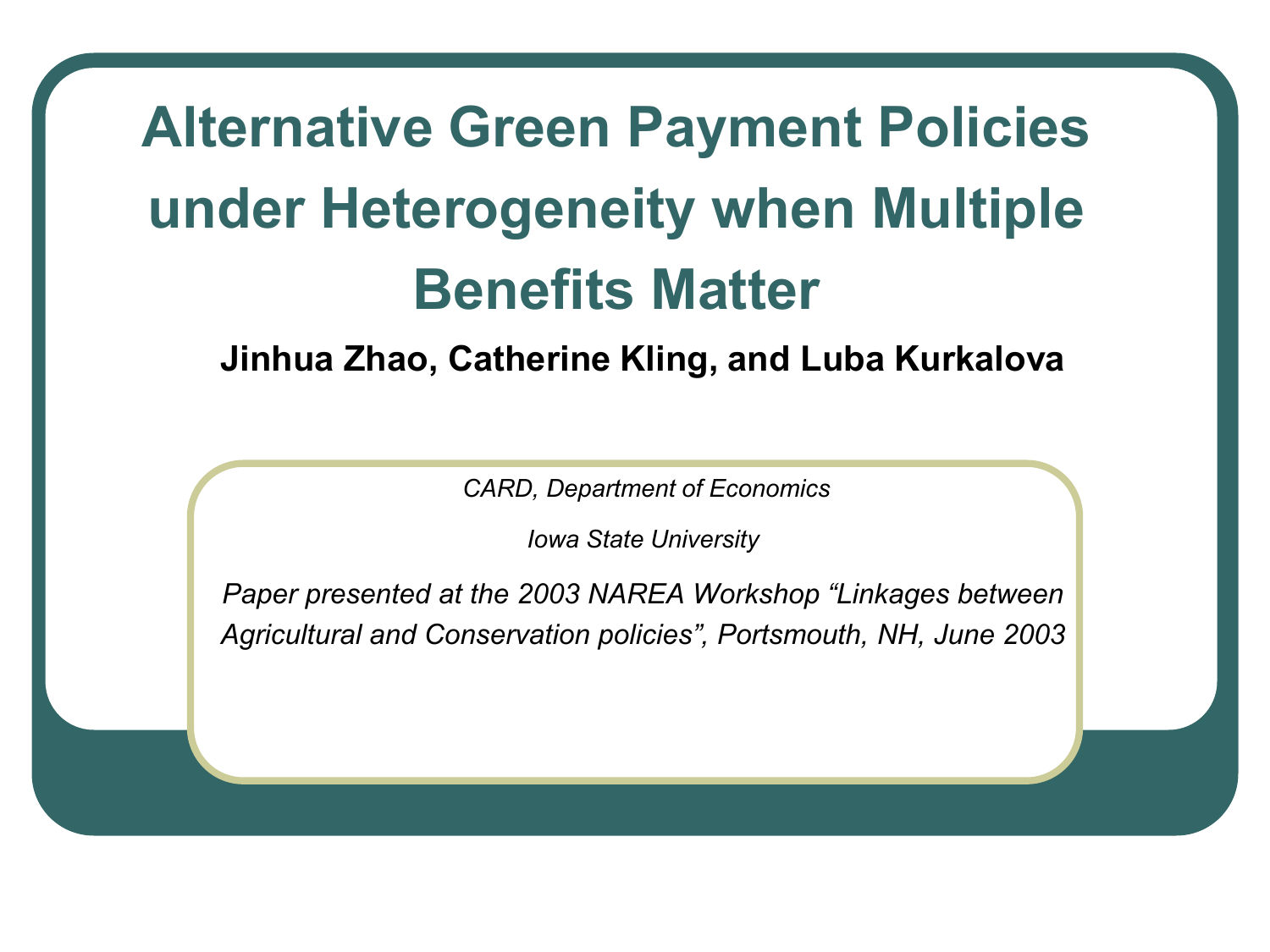# Alternative Green Payment Policies under Heterogeneity when Multiple Benefits Matter

**Jinhua Zhao, Catherine Kling, and Luba Kurkalova**

*CARD, Department of Economics*

*Iowa State University*

*Paper presented at the 2003 NAREA Workshop "Linkages between Agricultural and Conservation policies", Portsmouth, NH, June 2003*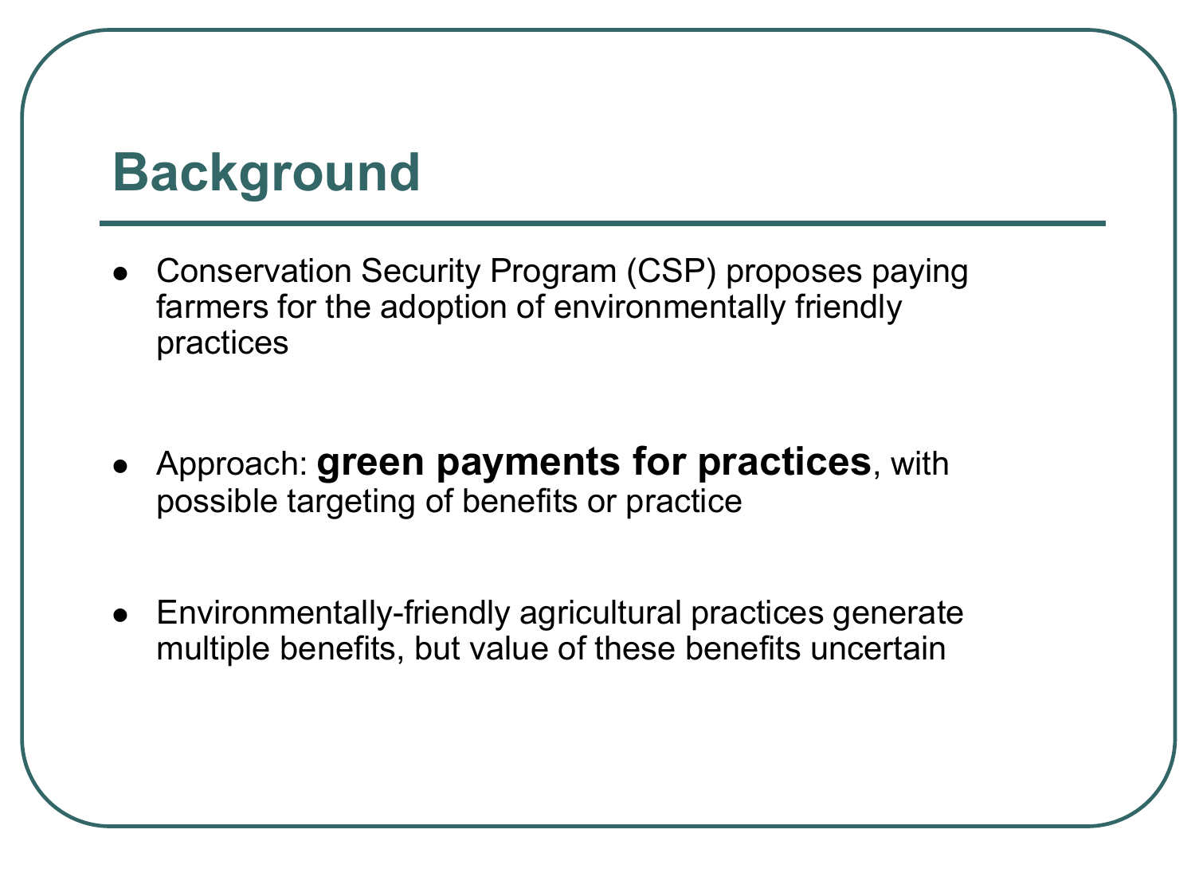# Background

- Conservation Security Program (CSP) proposes paying farmers for the adoption of environmentally friendly practices

- Approach: **green payments for practices**, with possible targeting of benefits or practice

- Environmentally-friendly agricultural practices generate multiple benefits, but value of these benefits uncertain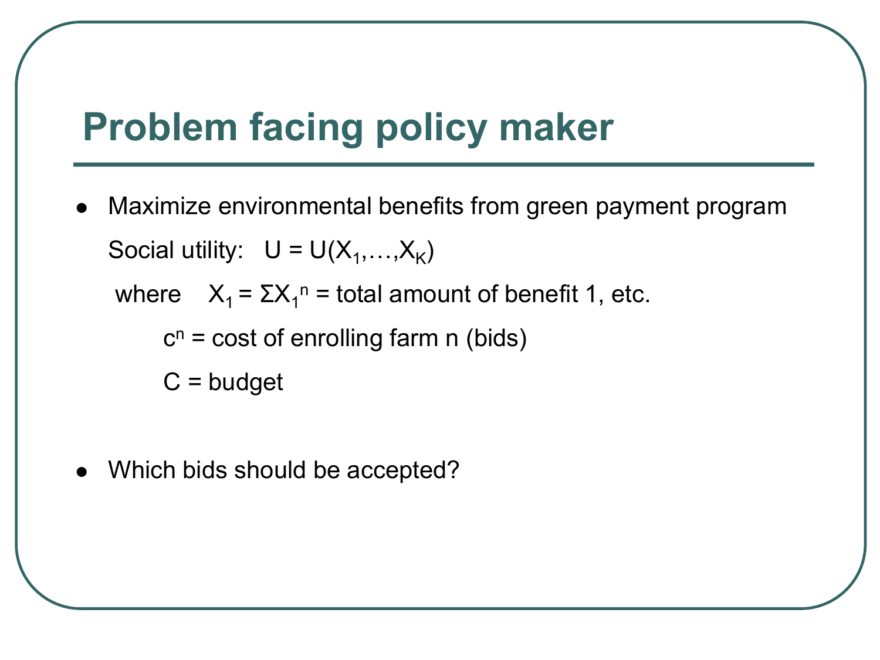# Problem facing policy maker

- Maximize environmental benefits from green payment program

  Social utility: $U = U(X_1,\ldots,X_K)$

  where $X_1 = \Sigma X_1^n$ = total amount of benefit 1, etc.

  $c^n$ = cost of enrolling farm n (bids)

  C = budget

- Which bids should be accepted?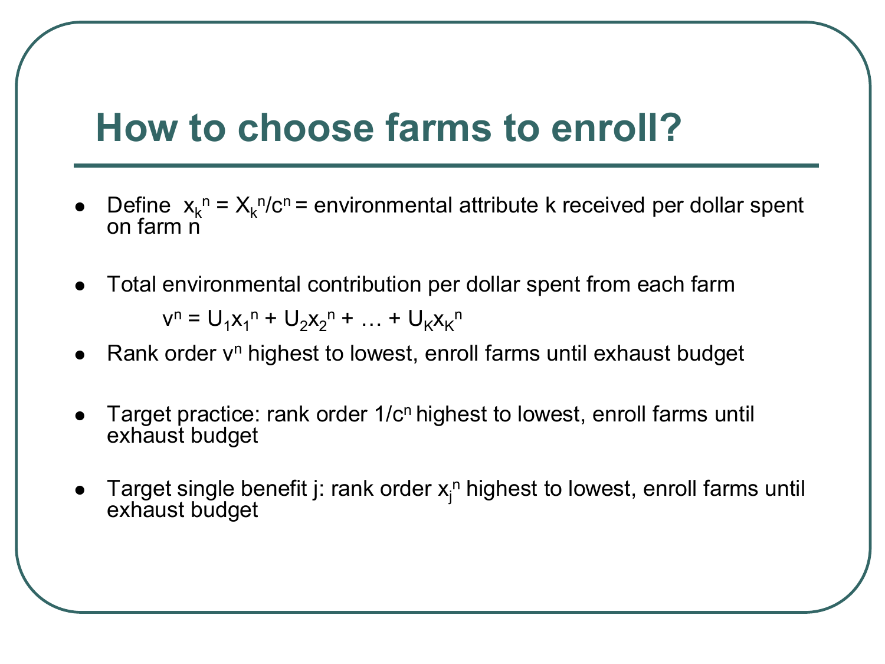# How to choose farms to enroll?

- Define $x_k^n = X_k^n/c^n$ = environmental attribute k received per dollar spent on farm n

- Total environmental contribution per dollar spent from each farm

  $$v^n = U_1x_1^n + U_2x_2^n + \ldots + U_Kx_K^n$$

- Rank order $v^n$ highest to lowest, enroll farms until exhaust budget

- Target practice: rank order $1/c^n$ highest to lowest, enroll farms until exhaust budget

- Target single benefit j: rank order $x_j^n$ highest to lowest, enroll farms until exhaust budget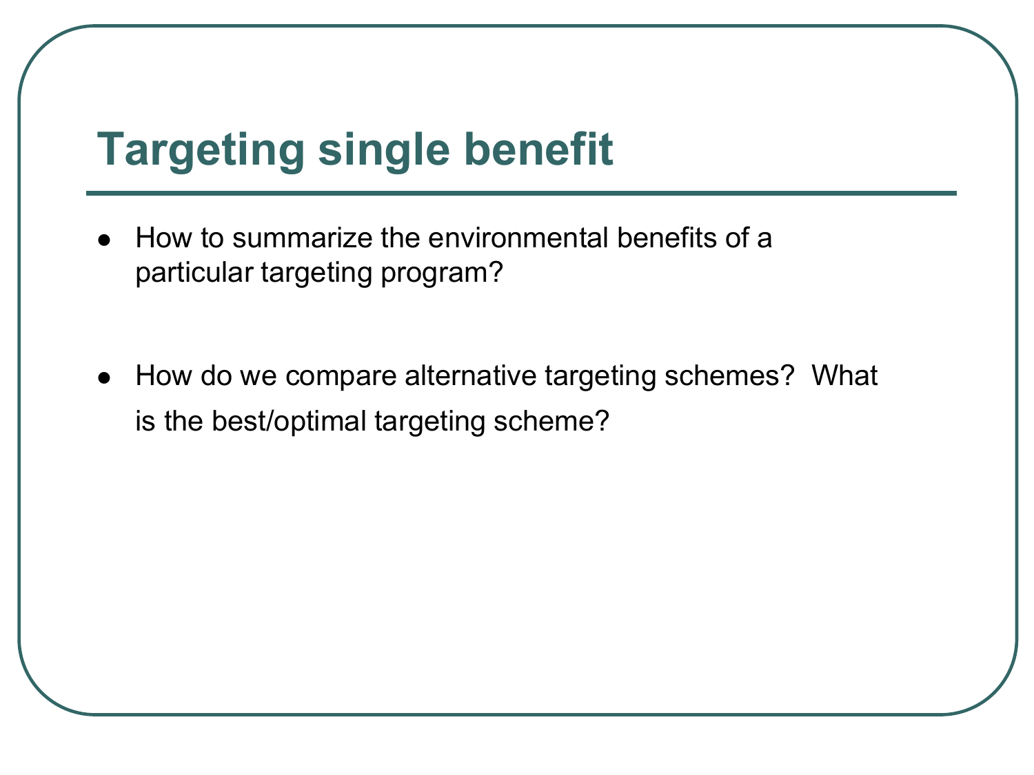# Targeting single benefit

- How to summarize the environmental benefits of a particular targeting program?
- How do we compare alternative targeting schemes? What is the best/optimal targeting scheme?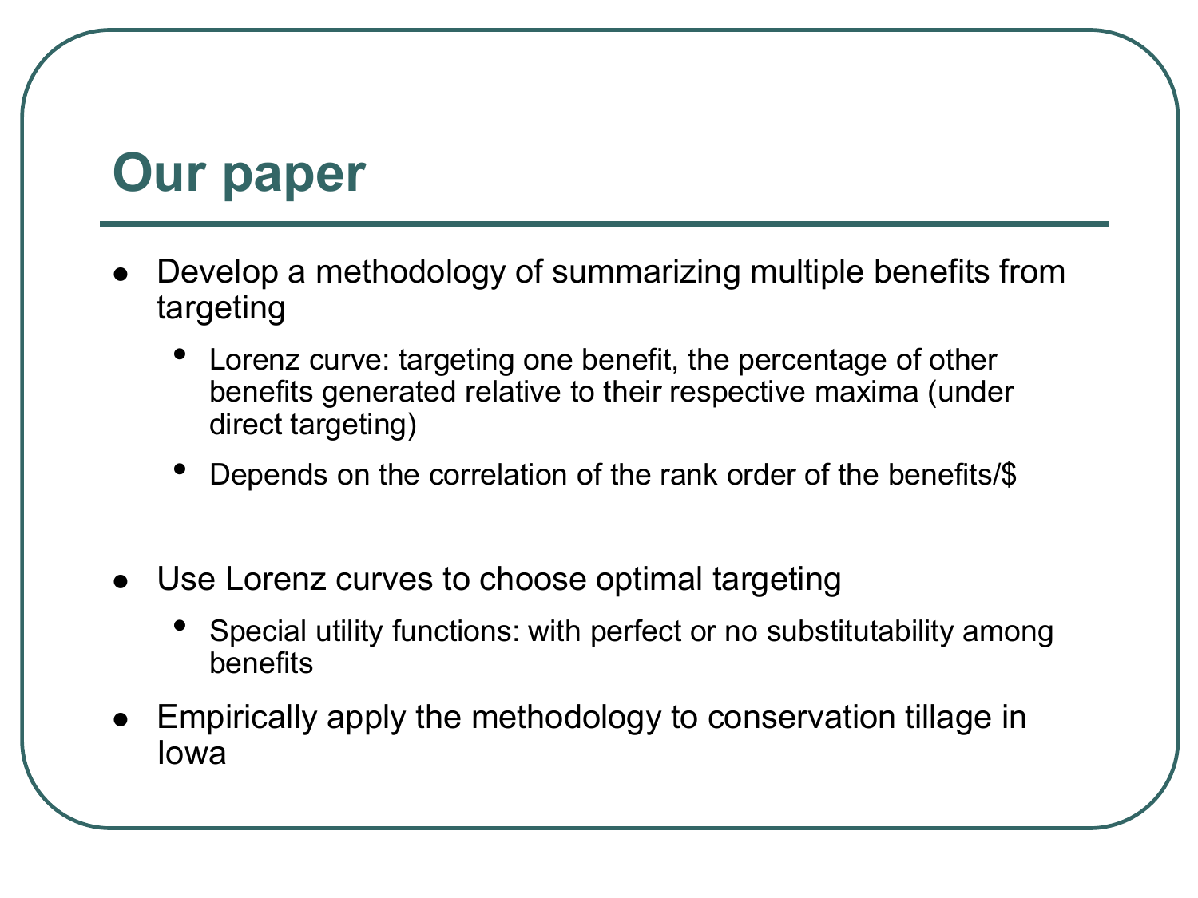# Our paper

- Develop a methodology of summarizing multiple benefits from targeting
  - Lorenz curve: targeting one benefit, the percentage of other benefits generated relative to their respective maxima (under direct targeting)
  - Depends on the correlation of the rank order of the benefits/$
- Use Lorenz curves to choose optimal targeting
  - Special utility functions: with perfect or no substitutability among benefits
- Empirically apply the methodology to conservation tillage in Iowa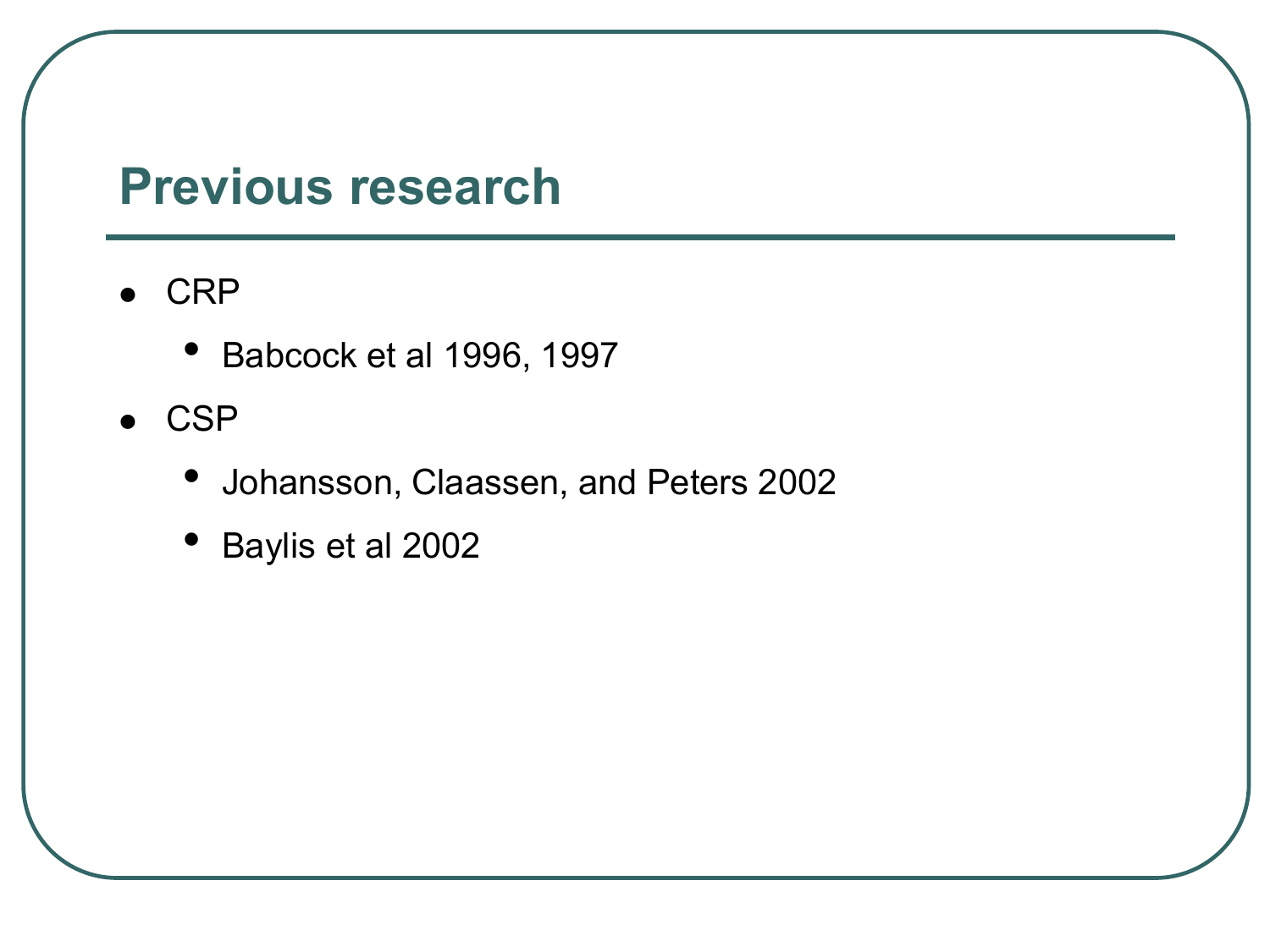# Previous research

- CRP
  - Babcock et al 1996, 1997
- CSP
  - Johansson, Claassen, and Peters 2002
  - Baylis et al 2002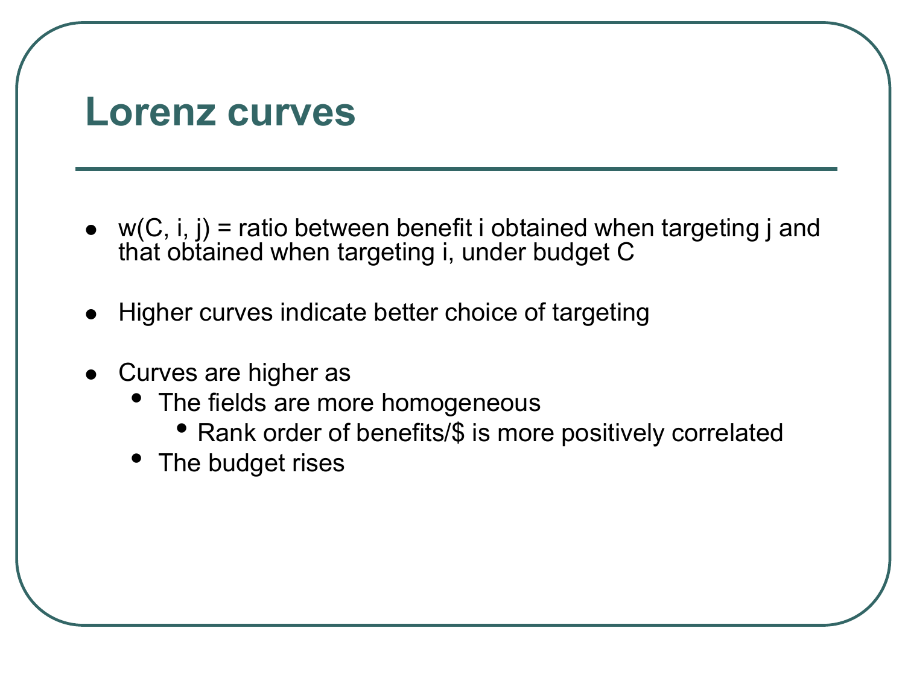# Lorenz curves

- $w(C, i, j)$ = ratio between benefit i obtained when targeting j and that obtained when targeting i, under budget C
- Higher curves indicate better choice of targeting
- Curves are higher as
  - The fields are more homogeneous
    - Rank order of benefits/$ is more positively correlated
  - The budget rises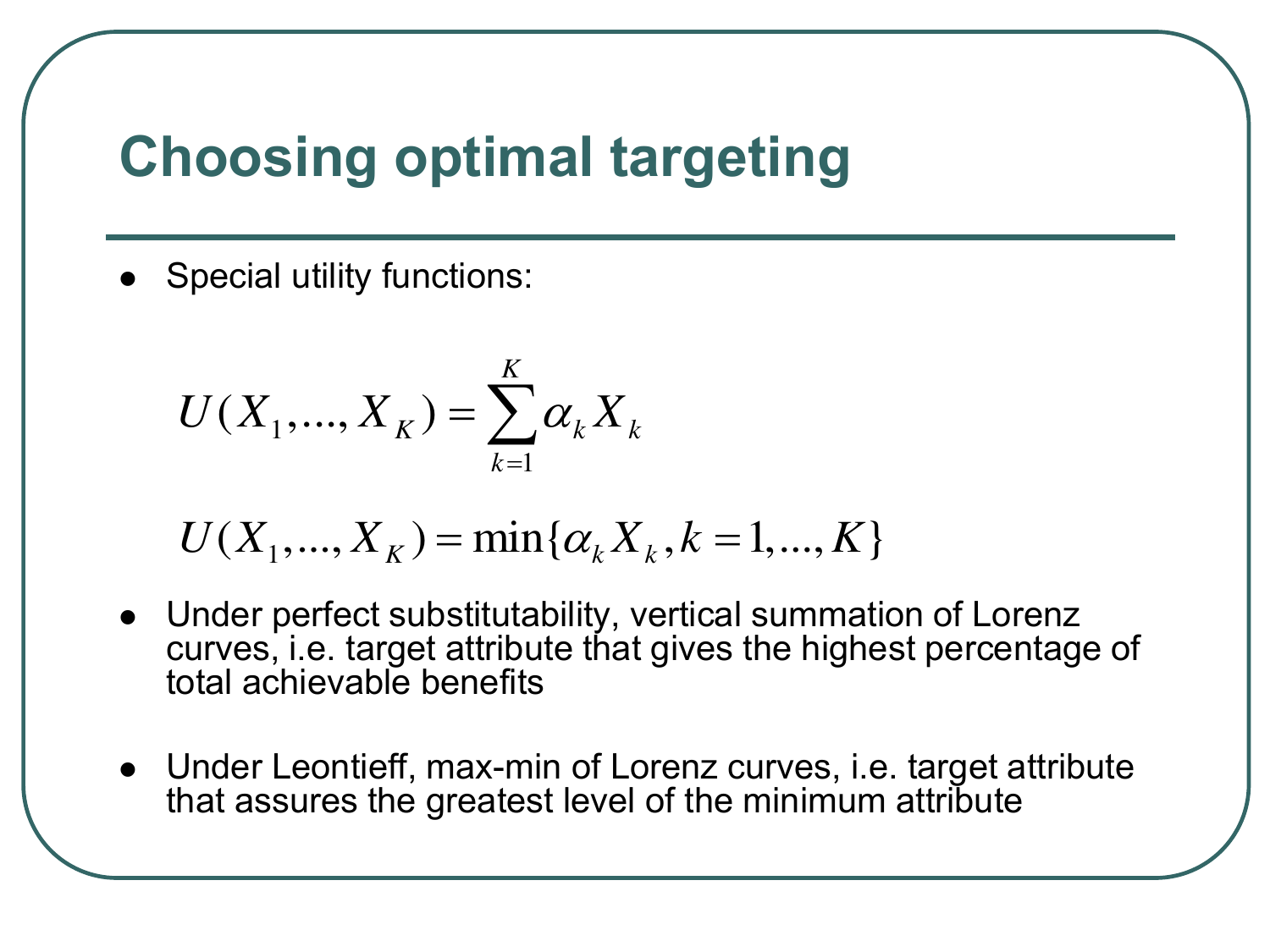# Choosing optimal targeting

- Special utility functions:

$$U(X_1,...,X_K) = \sum_{k=1}^{K} \alpha_k X_k$$

$$U(X_1,...,X_K) = \min\{\alpha_k X_k, k = 1,...,K\}$$

- Under perfect substitutability, vertical summation of Lorenz curves, i.e. target attribute that gives the highest percentage of total achievable benefits

- Under Leontieff, max-min of Lorenz curves, i.e. target attribute that assures the greatest level of the minimum attribute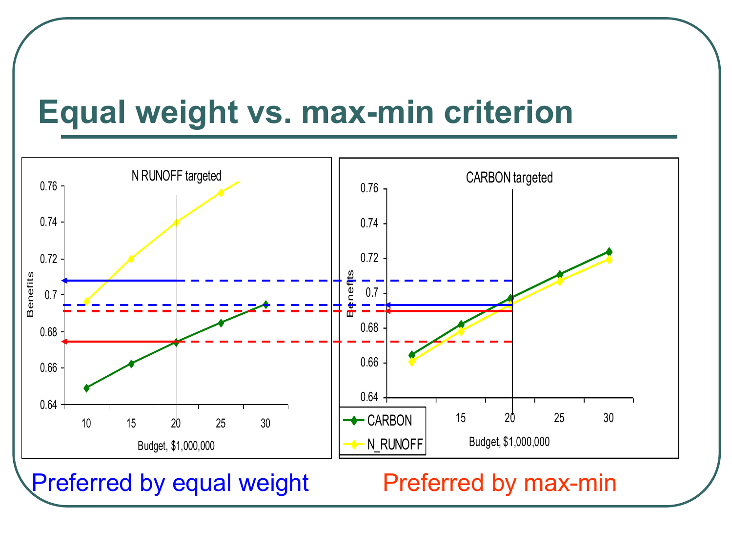# Equal weight vs. max-min criterion

N RUNOFF targeted

CARBON targeted

- CARBON
- N_RUNOFF

Benefits

Budget, $1,000,000

Preferred by equal weight

Preferred by max-min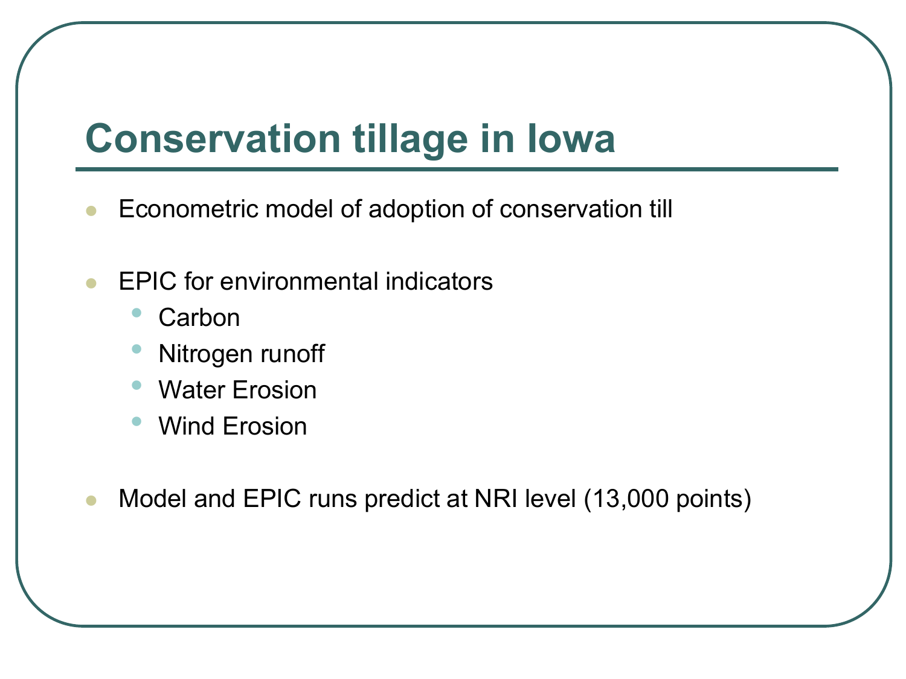# Conservation tillage in Iowa

- Econometric model of adoption of conservation till
- EPIC for environmental indicators
  - Carbon
  - Nitrogen runoff
  - Water Erosion
  - Wind Erosion
- Model and EPIC runs predict at NRI level (13,000 points)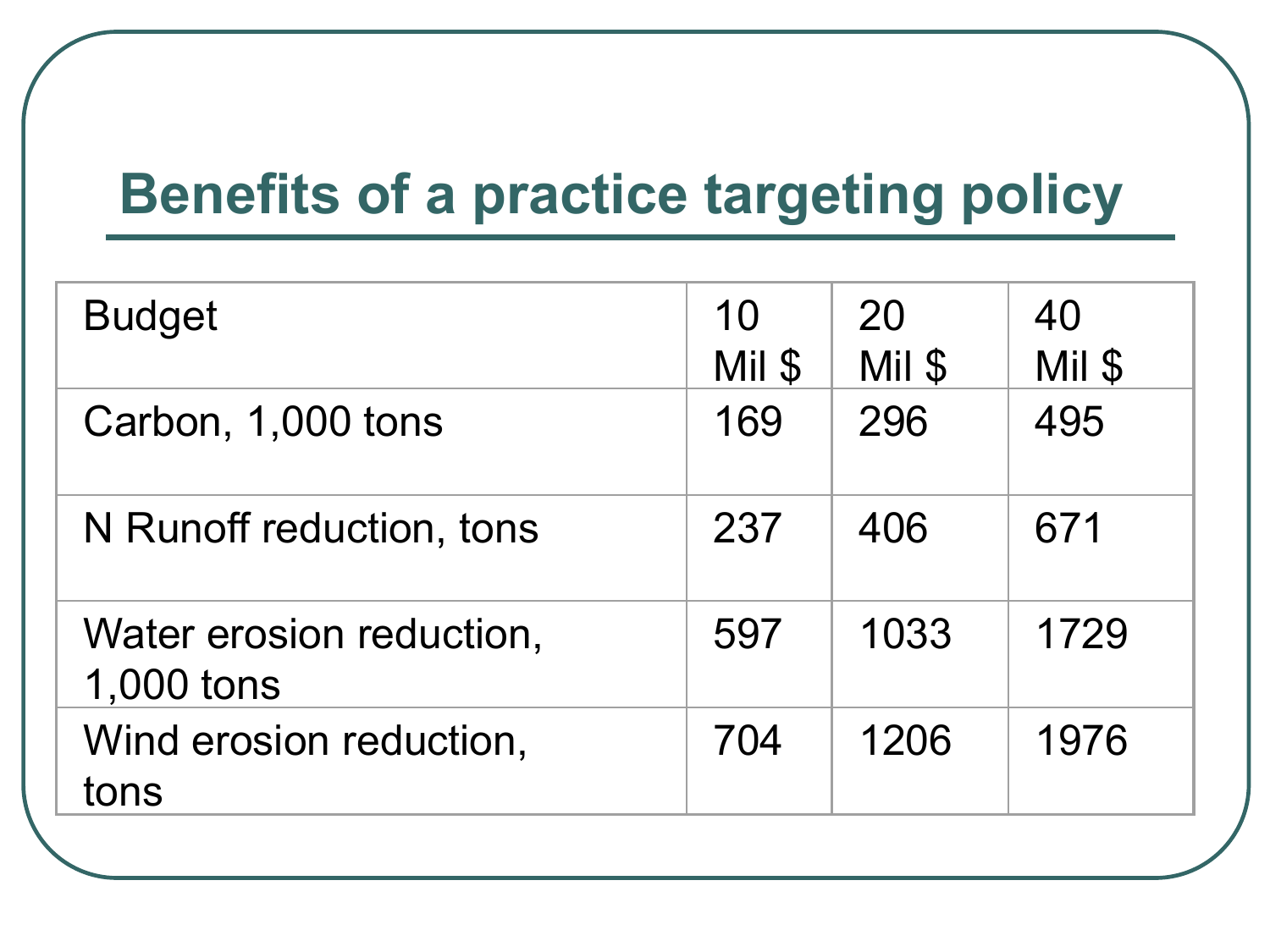# Benefits of a practice targeting policy

| Budget | 10 Mil $ | 20 Mil $ | 40 Mil $ |
|---|---|---|---|
| Carbon, 1,000 tons | 169 | 296 | 495 |
| N Runoff reduction, tons | 237 | 406 | 671 |
| Water erosion reduction, 1,000 tons | 597 | 1033 | 1729 |
| Wind erosion reduction, tons | 704 | 1206 | 1976 |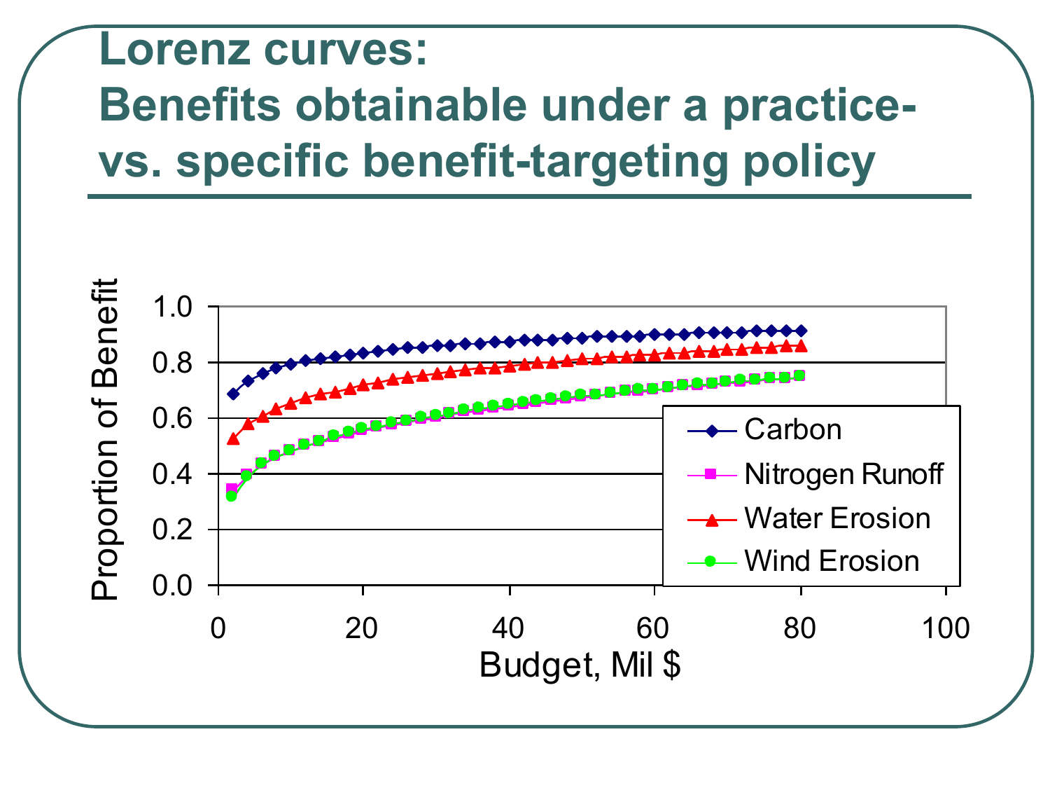# Lorenz curves: Benefits obtainable under a practice- vs. specific benefit-targeting policy

Proportion of Benefit

1.0
0.8
0.6
0.4
0.2
0.0

0 20 40 60 80 100

Budget, Mil $

- Carbon
- Nitrogen Runoff
- Water Erosion
- Wind Erosion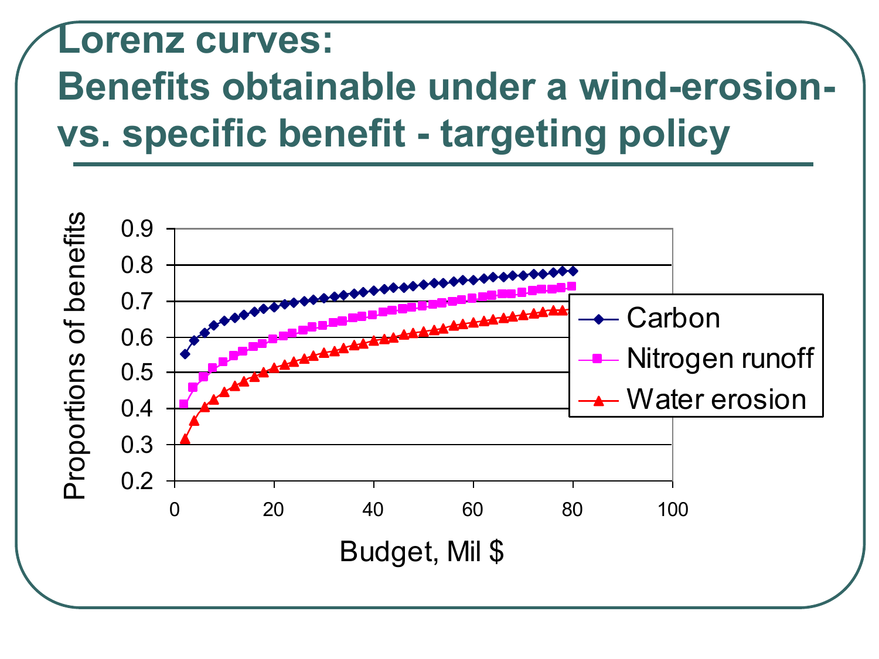# Lorenz curves: Benefits obtainable under a wind-erosion- vs. specific benefit - targeting policy

Proportions of benefits

0.9
0.8
0.7
0.6
0.5
0.4
0.3
0.2

0 20 40 60 80 100

Budget, Mil $

- Carbon
- Nitrogen runoff
- Water erosion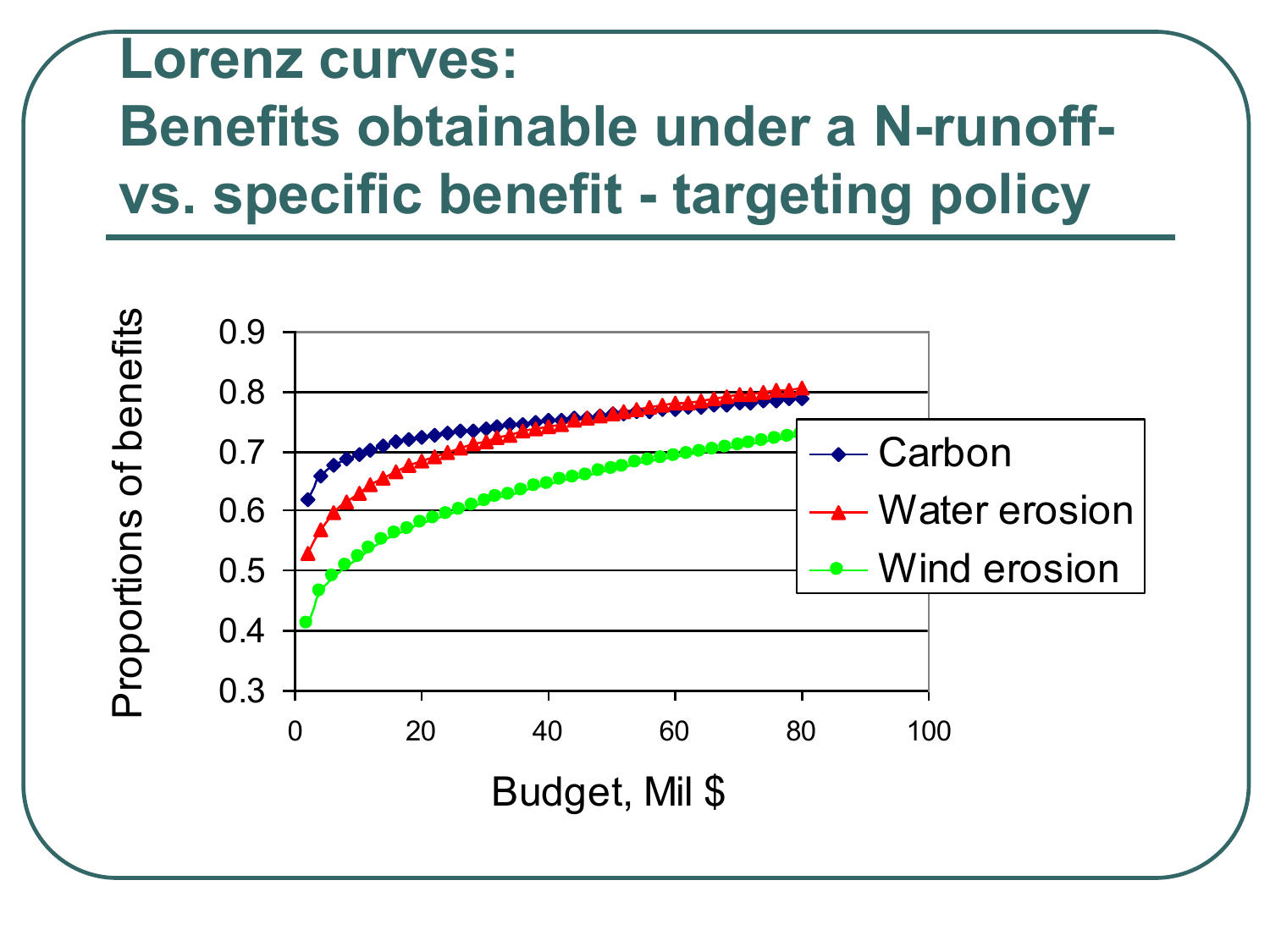# Lorenz curves: Benefits obtainable under a N-runoff- vs. specific benefit - targeting policy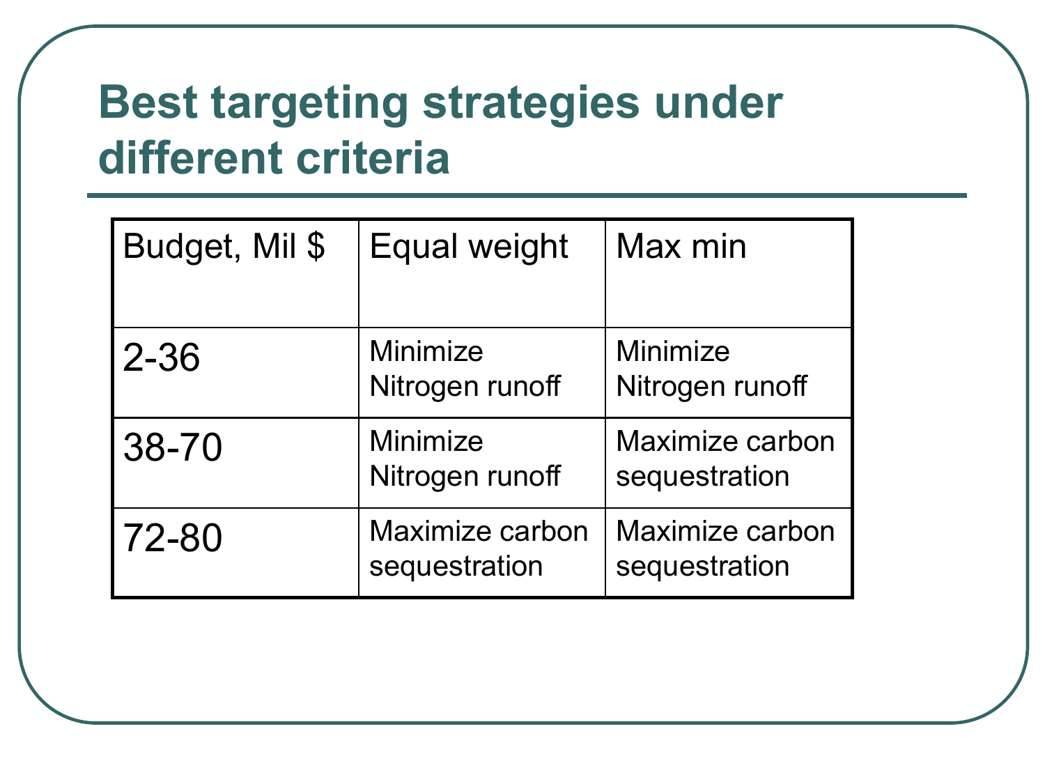# Best targeting strategies under different criteria

| Budget, Mil $ | Equal weight | Max min |
|---|---|---|
| 2-36 | Minimize Nitrogen runoff | Minimize Nitrogen runoff |
| 38-70 | Minimize Nitrogen runoff | Maximize carbon sequestration |
| 72-80 | Maximize carbon sequestration | Maximize carbon sequestration |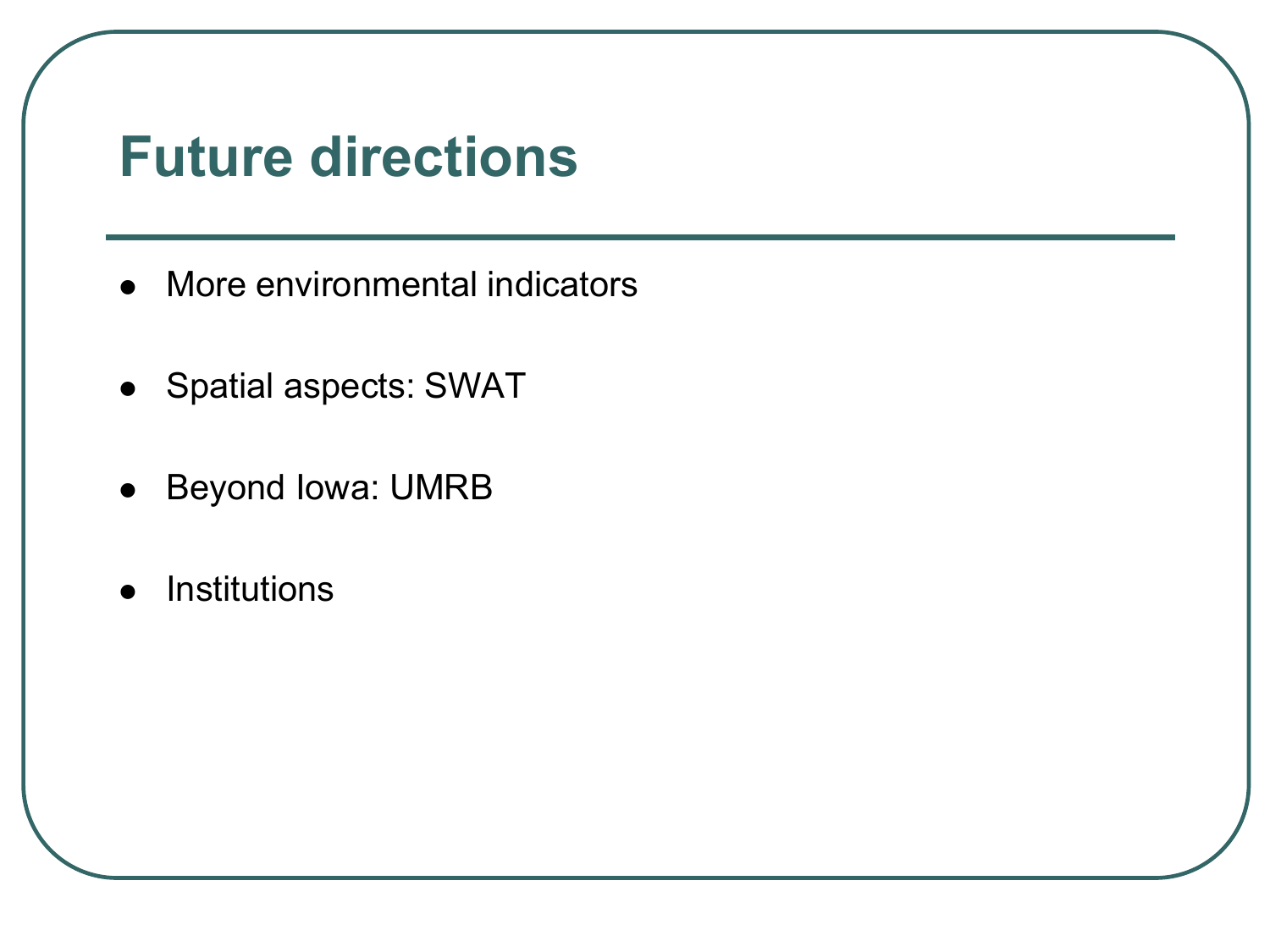# Future directions

- More environmental indicators
- Spatial aspects: SWAT
- Beyond Iowa: UMRB
- Institutions